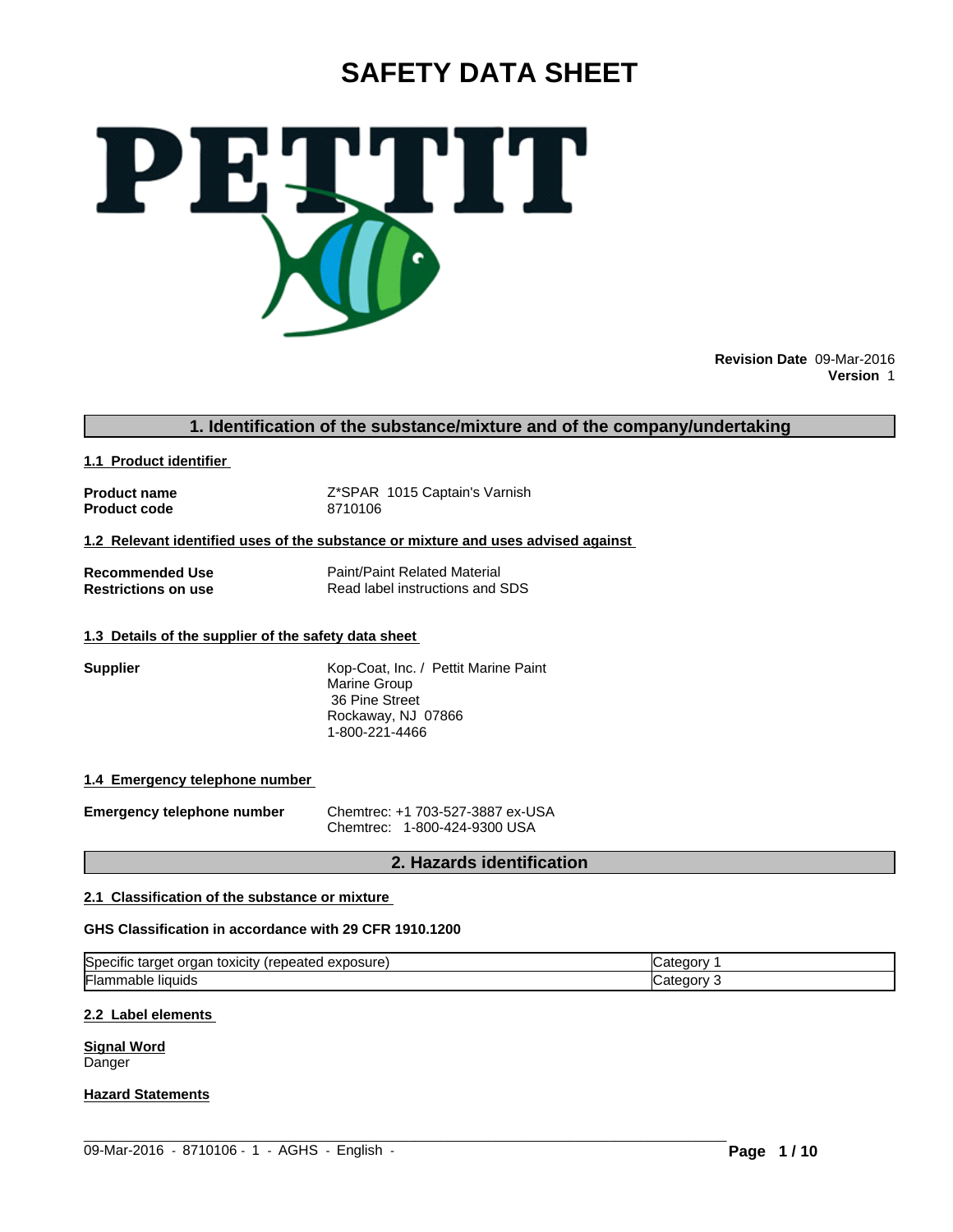# SAFETY DATA SHEET

PETTIT

**Revision Date** 09-Mar-2016
**Version** 1

## 1. Identification of the substance/mixture and of the company/undertaking

### 1.1 Product identifier

| | |
|---|---|
| **Product name** | Z*SPAR 1015 Captain's Varnish |
| **Product code** | 8710106 |

### 1.2 Relevant identified uses of the substance or mixture and uses advised against

| | |
|---|---|
| **Recommended Use** | Paint/Paint Related Material |
| **Restrictions on use** | Read label instructions and SDS |

### 1.3 Details of the supplier of the safety data sheet

**Supplier**

Kop-Coat, Inc. / Pettit Marine Paint
Marine Group
36 Pine Street
Rockaway, NJ 07866
1-800-221-4466

### 1.4 Emergency telephone number

**Emergency telephone number**

Chemtrec: +1 703-527-3887 ex-USA
Chemtrec: 1-800-424-9300 USA

## 2. Hazards identification

### 2.1 Classification of the substance or mixture

**GHS Classification in accordance with 29 CFR 1910.1200**

| | |
|---|---|
| Specific target organ toxicity (repeated exposure) | Category 1 |
| Flammable liquids | Category 3 |

### 2.2 Label elements

**Signal Word**
Danger

**Hazard Statements**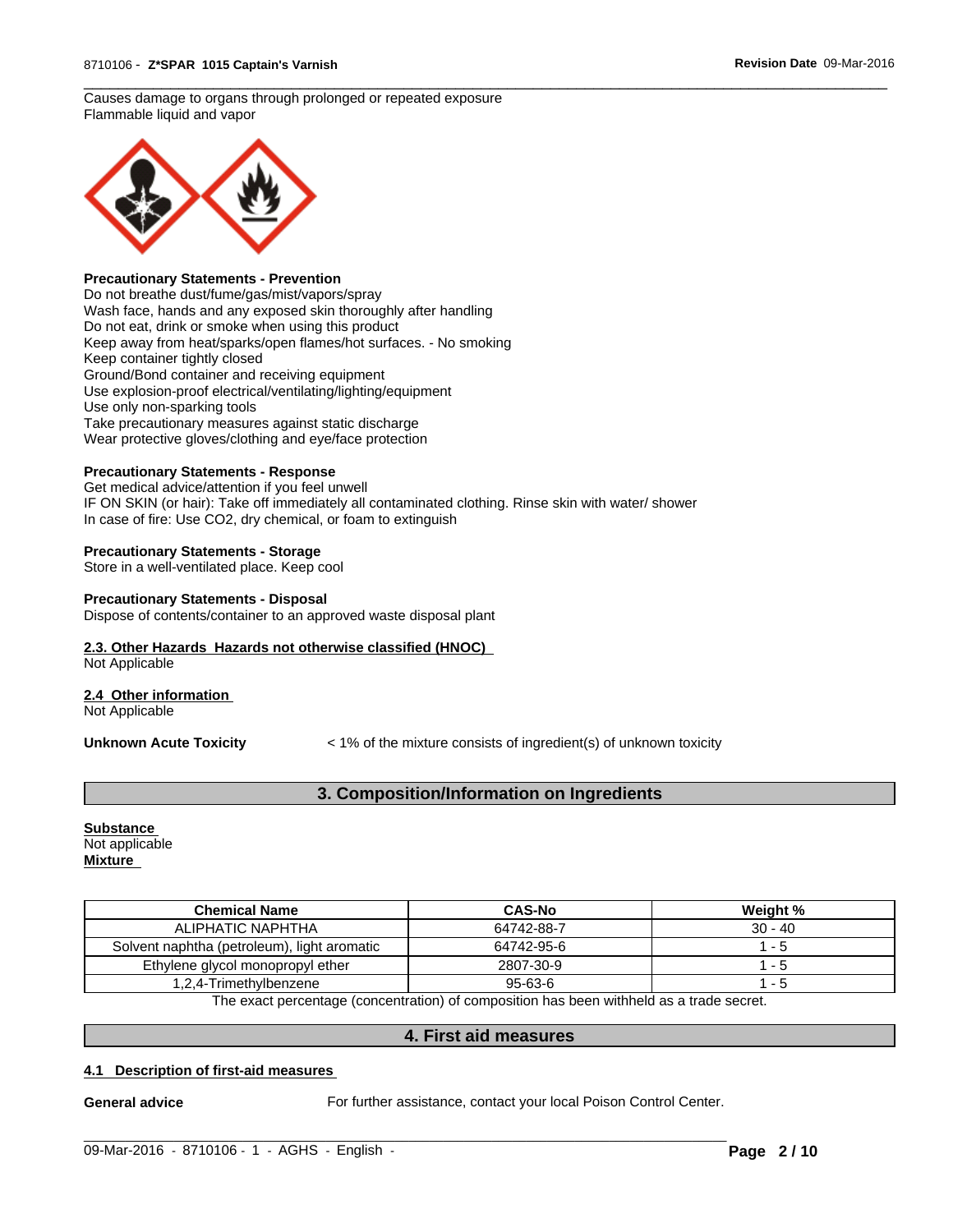Causes damage to organs through prolonged or repeated exposure
Flammable liquid and vapor

**Precautionary Statements - Prevention**
Do not breathe dust/fume/gas/mist/vapors/spray
Wash face, hands and any exposed skin thoroughly after handling
Do not eat, drink or smoke when using this product
Keep away from heat/sparks/open flames/hot surfaces. - No smoking
Keep container tightly closed
Ground/Bond container and receiving equipment
Use explosion-proof electrical/ventilating/lighting/equipment
Use only non-sparking tools
Take precautionary measures against static discharge
Wear protective gloves/clothing and eye/face protection

**Precautionary Statements - Response**
Get medical advice/attention if you feel unwell
IF ON SKIN (or hair): Take off immediately all contaminated clothing. Rinse skin with water/ shower
In case of fire: Use CO2, dry chemical, or foam to extinguish

**Precautionary Statements - Storage**
Store in a well-ventilated place. Keep cool

**Precautionary Statements - Disposal**
Dispose of contents/container to an approved waste disposal plant

**2.3. Other Hazards Hazards not otherwise classified (HNOC)**
Not Applicable

**2.4 Other information**
Not Applicable

**Unknown Acute Toxicity** < 1% of the mixture consists of ingredient(s) of unknown toxicity

## 3. Composition/Information on Ingredients

**Substance**
Not applicable
**Mixture**

| Chemical Name | CAS-No | Weight % |
|---|---|---|
| ALIPHATIC NAPHTHA | 64742-88-7 | 30 - 40 |
| Solvent naphtha (petroleum), light aromatic | 64742-95-6 | 1 - 5 |
| Ethylene glycol monopropyl ether | 2807-30-9 | 1 - 5 |
| 1,2,4-Trimethylbenzene | 95-63-6 | 1 - 5 |

The exact percentage (concentration) of composition has been withheld as a trade secret.

## 4. First aid measures

**4.1 Description of first-aid measures**

**General advice** For further assistance, contact your local Poison Control Center.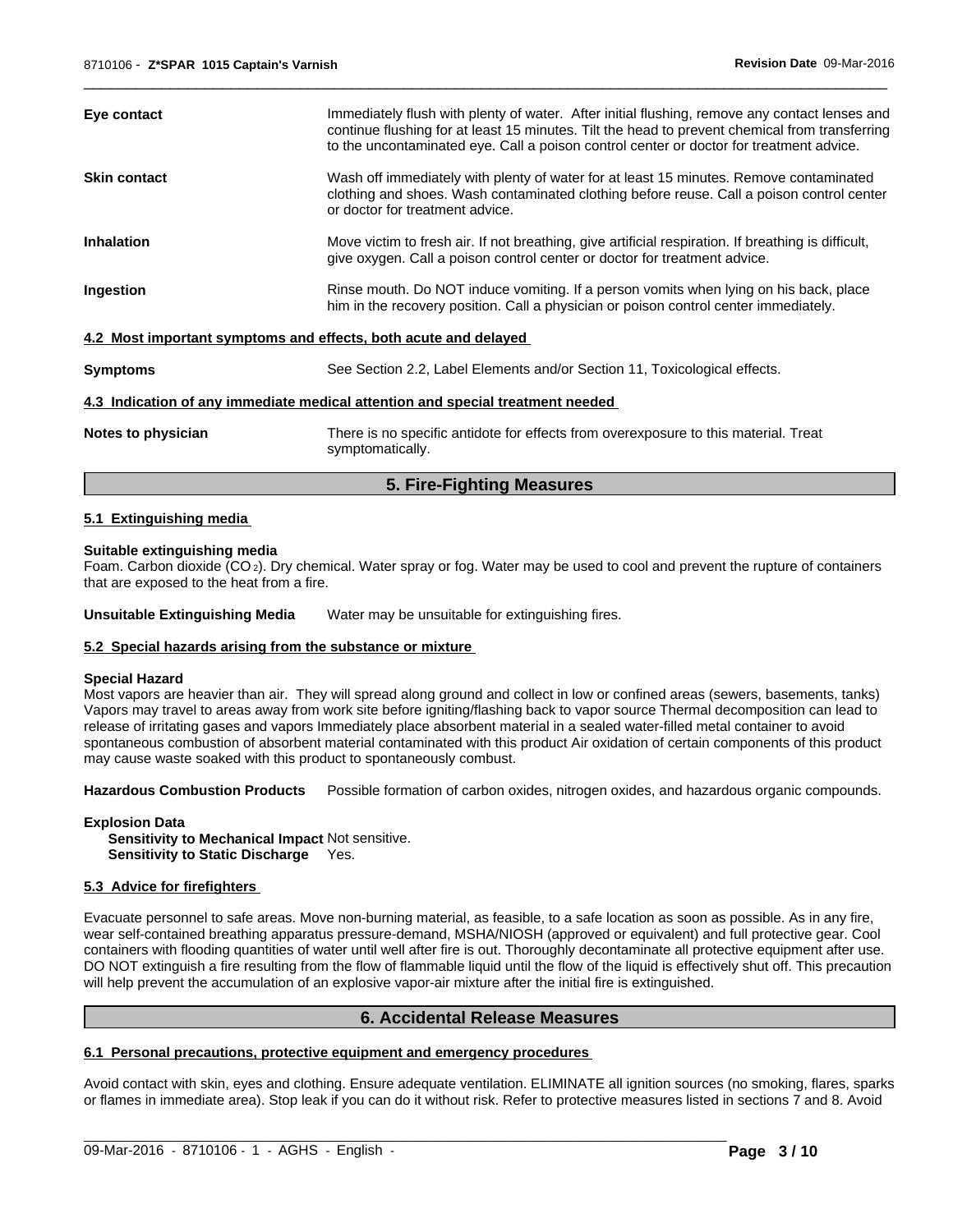**Eye contact** Immediately flush with plenty of water. After initial flushing, remove any contact lenses and continue flushing for at least 15 minutes. Tilt the head to prevent chemical from transferring to the uncontaminated eye. Call a poison control center or doctor for treatment advice.

**Skin contact** Wash off immediately with plenty of water for at least 15 minutes. Remove contaminated clothing and shoes. Wash contaminated clothing before reuse. Call a poison control center or doctor for treatment advice.

**Inhalation** Move victim to fresh air. If not breathing, give artificial respiration. If breathing is difficult, give oxygen. Call a poison control center or doctor for treatment advice.

**Ingestion** Rinse mouth. Do NOT induce vomiting. If a person vomits when lying on his back, place him in the recovery position. Call a physician or poison control center immediately.

### 4.2 Most important symptoms and effects, both acute and delayed

**Symptoms** See Section 2.2, Label Elements and/or Section 11, Toxicological effects.

### 4.3 Indication of any immediate medical attention and special treatment needed

**Notes to physician** There is no specific antidote for effects from overexposure to this material. Treat symptomatically.

## 5. Fire-Fighting Measures

### 5.1 Extinguishing media

**Suitable extinguishing media**
Foam. Carbon dioxide ($CO_2$). Dry chemical. Water spray or fog. Water may be used to cool and prevent the rupture of containers that are exposed to the heat from a fire.

**Unsuitable Extinguishing Media** Water may be unsuitable for extinguishing fires.

### 5.2 Special hazards arising from the substance or mixture

**Special Hazard**
Most vapors are heavier than air. They will spread along ground and collect in low or confined areas (sewers, basements, tanks) Vapors may travel to areas away from work site before igniting/flashing back to vapor source Thermal decomposition can lead to release of irritating gases and vapors Immediately place absorbent material in a sealed water-filled metal container to avoid spontaneous combustion of absorbent material contaminated with this product Air oxidation of certain components of this product may cause waste soaked with this product to spontaneously combust.

**Hazardous Combustion Products** Possible formation of carbon oxides, nitrogen oxides, and hazardous organic compounds.

**Explosion Data**
**Sensitivity to Mechanical Impact** Not sensitive.
**Sensitivity to Static Discharge** Yes.

### 5.3 Advice for firefighters

Evacuate personnel to safe areas. Move non-burning material, as feasible, to a safe location as soon as possible. As in any fire, wear self-contained breathing apparatus pressure-demand, MSHA/NIOSH (approved or equivalent) and full protective gear. Cool containers with flooding quantities of water until well after fire is out. Thoroughly decontaminate all protective equipment after use. DO NOT extinguish a fire resulting from the flow of flammable liquid until the flow of the liquid is effectively shut off. This precaution will help prevent the accumulation of an explosive vapor-air mixture after the initial fire is extinguished.

## 6. Accidental Release Measures

### 6.1 Personal precautions, protective equipment and emergency procedures

Avoid contact with skin, eyes and clothing. Ensure adequate ventilation. ELIMINATE all ignition sources (no smoking, flares, sparks or flames in immediate area). Stop leak if you can do it without risk. Refer to protective measures listed in sections 7 and 8. Avoid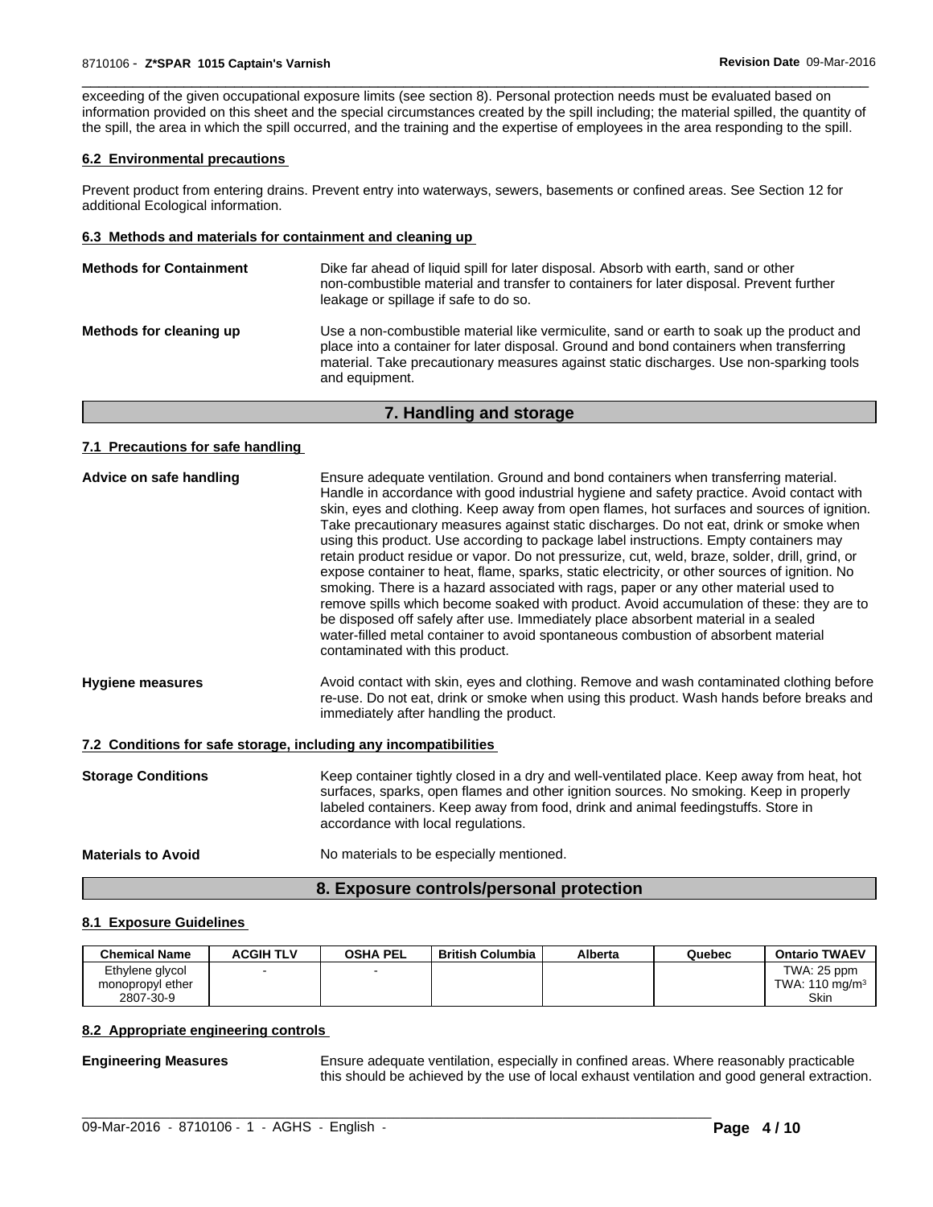exceeding of the given occupational exposure limits (see section 8). Personal protection needs must be evaluated based on information provided on this sheet and the special circumstances created by the spill including; the material spilled, the quantity of the spill, the area in which the spill occurred, and the training and the expertise of employees in the area responding to the spill.

### 6.2 Environmental precautions

Prevent product from entering drains. Prevent entry into waterways, sewers, basements or confined areas. See Section 12 for additional Ecological information.

### 6.3 Methods and materials for containment and cleaning up

**Methods for Containment** Dike far ahead of liquid spill for later disposal. Absorb with earth, sand or other non-combustible material and transfer to containers for later disposal. Prevent further leakage or spillage if safe to do so.

**Methods for cleaning up** Use a non-combustible material like vermiculite, sand or earth to soak up the product and place into a container for later disposal. Ground and bond containers when transferring material. Take precautionary measures against static discharges. Use non-sparking tools and equipment.

## 7. Handling and storage

### 7.1 Precautions for safe handling

**Advice on safe handling** Ensure adequate ventilation. Ground and bond containers when transferring material. Handle in accordance with good industrial hygiene and safety practice. Avoid contact with skin, eyes and clothing. Keep away from open flames, hot surfaces and sources of ignition. Take precautionary measures against static discharges. Do not eat, drink or smoke when using this product. Use according to package label instructions. Empty containers may retain product residue or vapor. Do not pressurize, cut, weld, braze, solder, drill, grind, or expose container to heat, flame, sparks, static electricity, or other sources of ignition. No smoking. There is a hazard associated with rags, paper or any other material used to remove spills which become soaked with product. Avoid accumulation of these: they are to be disposed off safely after use. Immediately place absorbent material in a sealed water-filled metal container to avoid spontaneous combustion of absorbent material contaminated with this product.

**Hygiene measures** Avoid contact with skin, eyes and clothing. Remove and wash contaminated clothing before re-use. Do not eat, drink or smoke when using this product. Wash hands before breaks and immediately after handling the product.

### 7.2 Conditions for safe storage, including any incompatibilities

**Storage Conditions** Keep container tightly closed in a dry and well-ventilated place. Keep away from heat, hot surfaces, sparks, open flames and other ignition sources. No smoking. Keep in properly labeled containers. Keep away from food, drink and animal feedingstuffs. Store in accordance with local regulations.

**Materials to Avoid** No materials to be especially mentioned.

## 8. Exposure controls/personal protection

### 8.1 Exposure Guidelines

| Chemical Name | ACGIH TLV | OSHA PEL | British Columbia | Alberta | Quebec | Ontario TWAEV |
|---|---|---|---|---|---|---|
| Ethylene glycol monopropyl ether 2807-30-9 | - | - | | | | TWA: 25 ppm TWA: 110 mg/m³ Skin |

### 8.2 Appropriate engineering controls

**Engineering Measures** Ensure adequate ventilation, especially in confined areas. Where reasonably practicable this should be achieved by the use of local exhaust ventilation and good general extraction.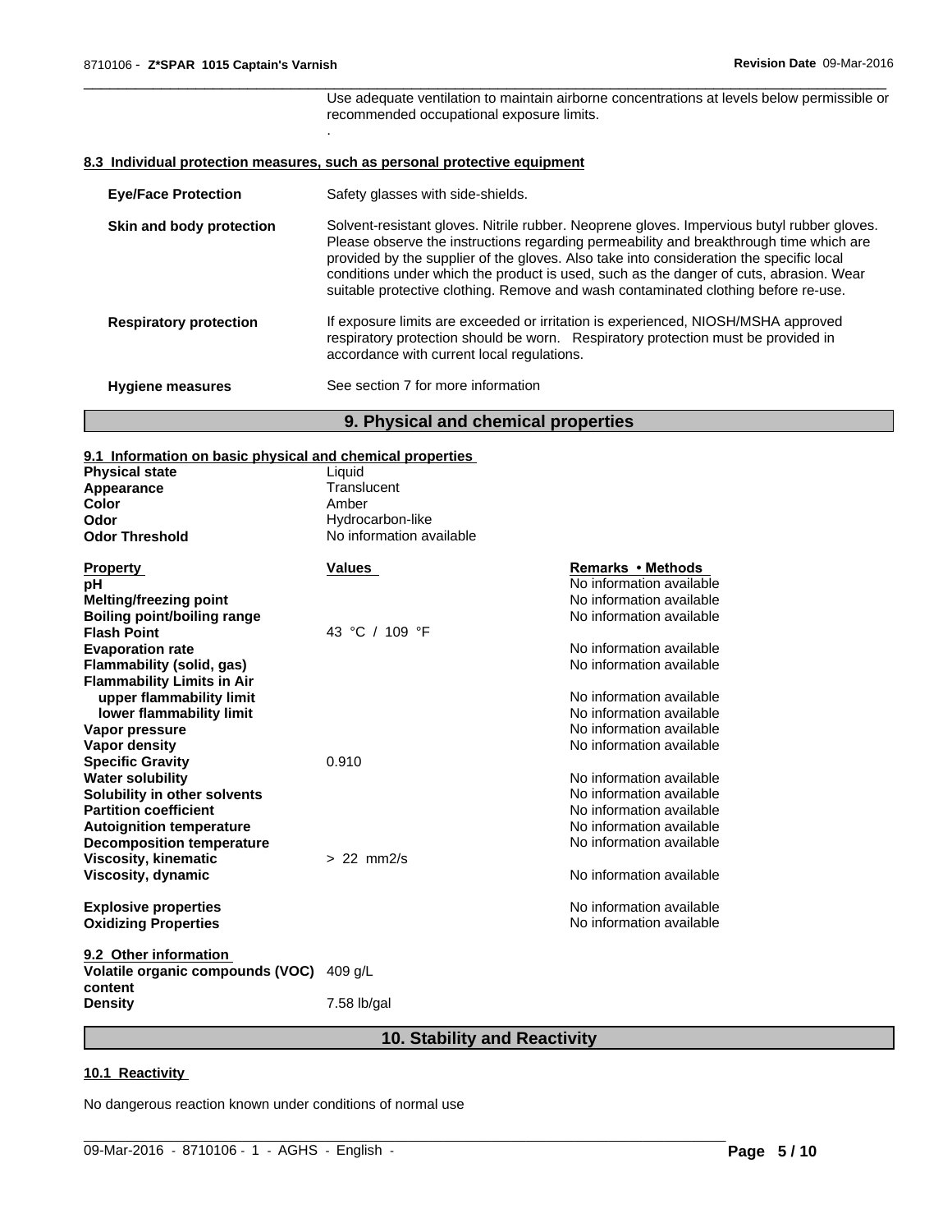Use adequate ventilation to maintain airborne concentrations at levels below permissible or recommended occupational exposure limits.

.

### 8.3 Individual protection measures, such as personal protective equipment

**Eye/Face Protection** — Safety glasses with side-shields.

**Skin and body protection** — Solvent-resistant gloves. Nitrile rubber. Neoprene gloves. Impervious butyl rubber gloves. Please observe the instructions regarding permeability and breakthrough time which are provided by the supplier of the gloves. Also take into consideration the specific local conditions under which the product is used, such as the danger of cuts, abrasion. Wear suitable protective clothing. Remove and wash contaminated clothing before re-use.

**Respiratory protection** — If exposure limits are exceeded or irritation is experienced, NIOSH/MSHA approved respiratory protection should be worn. Respiratory protection must be provided in accordance with current local regulations.

**Hygiene measures** — See section 7 for more information

## 9. Physical and chemical properties

### 9.1 Information on basic physical and chemical properties

| | |
|---|---|
| **Physical state** | Liquid |
| **Appearance** | Translucent |
| **Color** | Amber |
| **Odor** | Hydrocarbon-like |
| **Odor Threshold** | No information available |

| Property | Values | Remarks • Methods |
|---|---|---|
| **pH** | | No information available |
| **Melting/freezing point** | | No information available |
| **Boiling point/boiling range** | | No information available |
| **Flash Point** | 43 °C / 109 °F | |
| **Evaporation rate** | | No information available |
| **Flammability (solid, gas)** | | No information available |
| **Flammability Limits in Air** | | |
| upper flammability limit | | No information available |
| lower flammability limit | | No information available |
| **Vapor pressure** | | No information available |
| **Vapor density** | | No information available |
| **Specific Gravity** | 0.910 | |
| **Water solubility** | | No information available |
| **Solubility in other solvents** | | No information available |
| **Partition coefficient** | | No information available |
| **Autoignition temperature** | | No information available |
| **Decomposition temperature** | | No information available |
| **Viscosity, kinematic** | > 22 mm2/s | |
| **Viscosity, dynamic** | | No information available |
| **Explosive properties** | | No information available |
| **Oxidizing Properties** | | No information available |

### 9.2 Other information

| | |
|---|---|
| **Volatile organic compounds (VOC) content** | 409 g/L |
| **Density** | 7.58 lb/gal |

## 10. Stability and Reactivity

### 10.1 Reactivity

No dangerous reaction known under conditions of normal use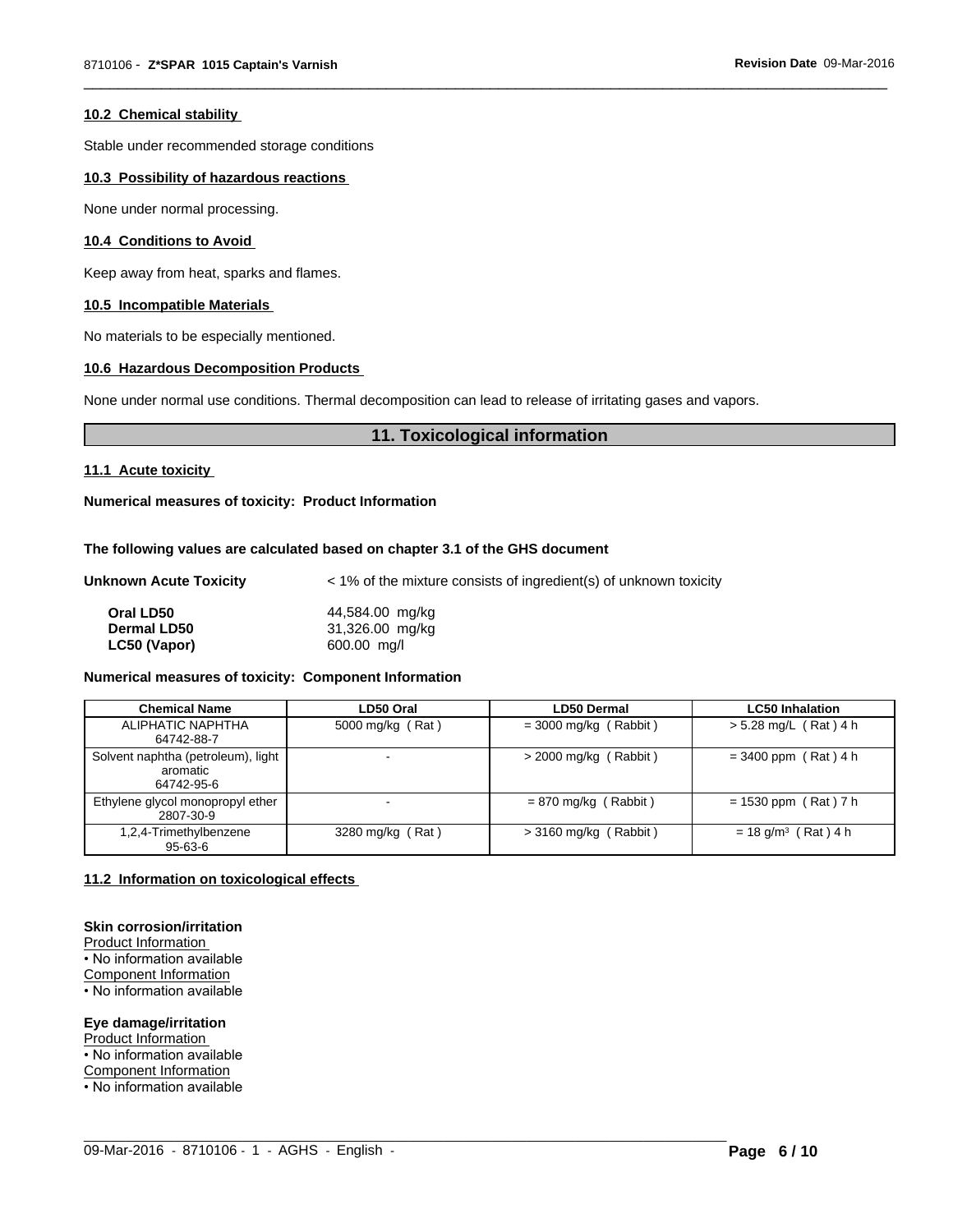#### 10.2 Chemical stability

Stable under recommended storage conditions

#### 10.3 Possibility of hazardous reactions

None under normal processing.

#### 10.4 Conditions to Avoid

Keep away from heat, sparks and flames.

#### 10.5 Incompatible Materials

No materials to be especially mentioned.

#### 10.6 Hazardous Decomposition Products

None under normal use conditions. Thermal decomposition can lead to release of irritating gases and vapors.

## 11. Toxicological information

#### 11.1 Acute toxicity

**Numerical measures of toxicity: Product Information**

**The following values are calculated based on chapter 3.1 of the GHS document**

**Unknown Acute Toxicity** < 1% of the mixture consists of ingredient(s) of unknown toxicity

| | |
|---|---|
| **Oral LD50** | 44,584.00 mg/kg |
| **Dermal LD50** | 31,326.00 mg/kg |
| **LC50 (Vapor)** | 600.00 mg/l |

**Numerical measures of toxicity: Component Information**

| Chemical Name | LD50 Oral | LD50 Dermal | LC50 Inhalation |
|---|---|---|---|
| ALIPHATIC NAPHTHA 64742-88-7 | 5000 mg/kg ( Rat ) | = 3000 mg/kg ( Rabbit ) | > 5.28 mg/L ( Rat ) 4 h |
| Solvent naphtha (petroleum), light aromatic 64742-95-6 | - | > 2000 mg/kg ( Rabbit ) | = 3400 ppm ( Rat ) 4 h |
| Ethylene glycol monopropyl ether 2807-30-9 | - | = 870 mg/kg ( Rabbit ) | = 1530 ppm ( Rat ) 7 h |
| 1,2,4-Trimethylbenzene 95-63-6 | 3280 mg/kg ( Rat ) | > 3160 mg/kg ( Rabbit ) | = 18 g/m³ ( Rat ) 4 h |

#### 11.2 Information on toxicological effects

**Skin corrosion/irritation**
Product Information
• No information available
Component Information
• No information available

**Eye damage/irritation**
Product Information
• No information available
Component Information
• No information available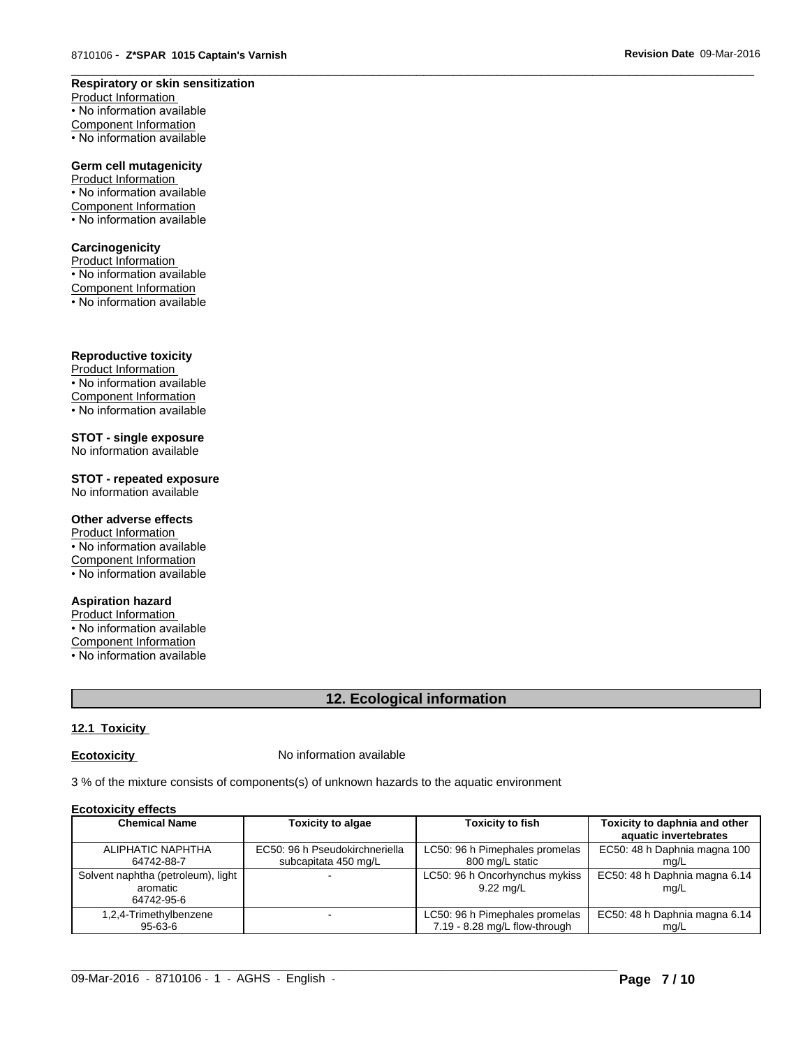**Respiratory or skin sensitization**

Product Information
• No information available
Component Information
• No information available

**Germ cell mutagenicity**

Product Information
• No information available
Component Information
• No information available

**Carcinogenicity**

Product Information
• No information available
Component Information
• No information available

**Reproductive toxicity**

Product Information
• No information available
Component Information
• No information available

**STOT - single exposure**

No information available

**STOT - repeated exposure**

No information available

**Other adverse effects**

Product Information
• No information available
Component Information
• No information available

**Aspiration hazard**

Product Information
• No information available
Component Information
• No information available

## 12. Ecological information

### 12.1 Toxicity

**Ecotoxicity** No information available

3 % of the mixture consists of components(s) of unknown hazards to the aquatic environment

**Ecotoxicity effects**

| Chemical Name | Toxicity to algae | Toxicity to fish | Toxicity to daphnia and other aquatic invertebrates |
|---|---|---|---|
| ALIPHATIC NAPHTHA 64742-88-7 | EC50: 96 h Pseudokirchneriella subcapitata 450 mg/L | LC50: 96 h Pimephales promelas 800 mg/L static | EC50: 48 h Daphnia magna 100 mg/L |
| Solvent naphtha (petroleum), light aromatic 64742-95-6 | - | LC50: 96 h Oncorhynchus mykiss 9.22 mg/L | EC50: 48 h Daphnia magna 6.14 mg/L |
| 1,2,4-Trimethylbenzene 95-63-6 | - | LC50: 96 h Pimephales promelas 7.19 - 8.28 mg/L flow-through | EC50: 48 h Daphnia magna 6.14 mg/L |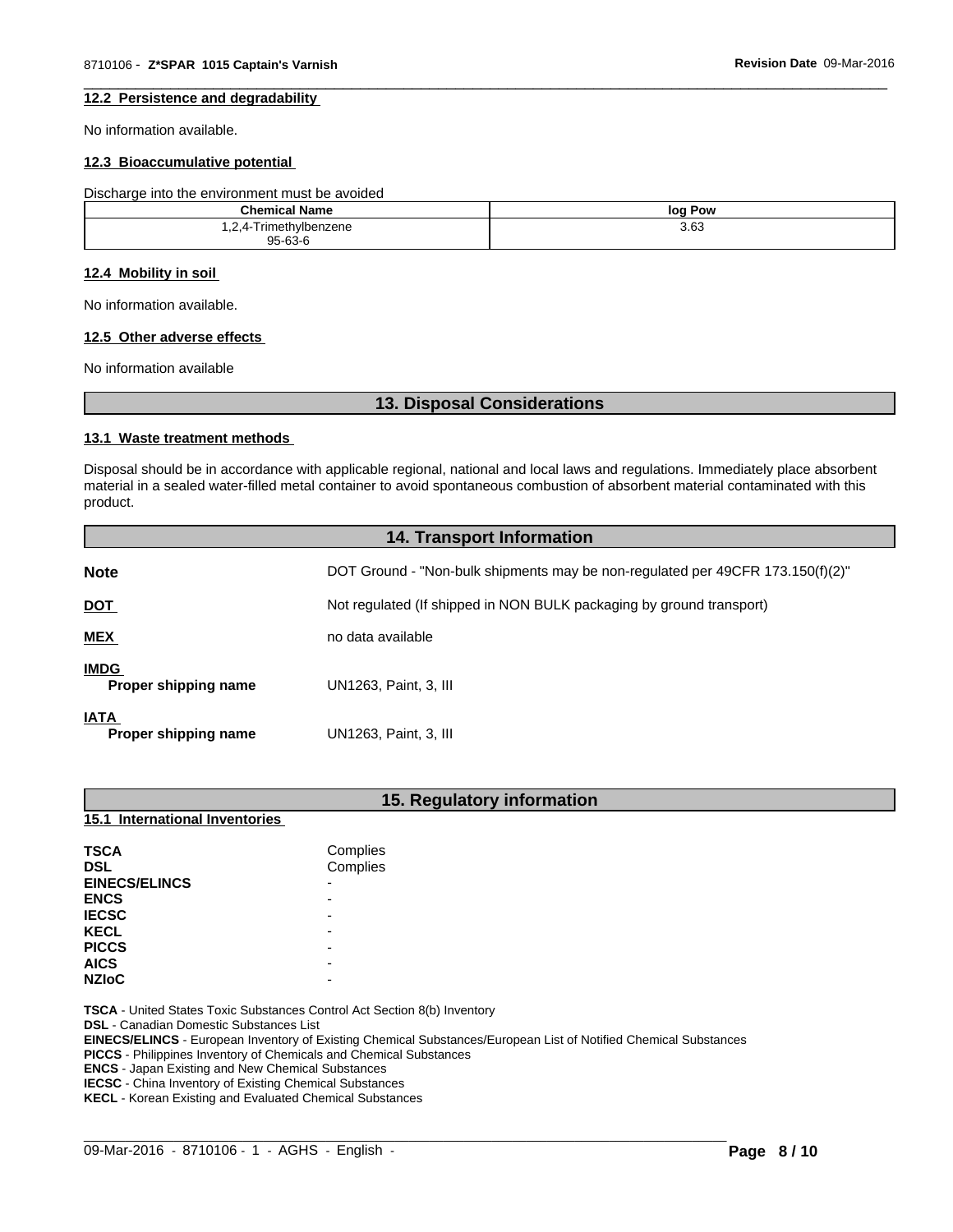#### 12.2 Persistence and degradability

No information available.

#### 12.3 Bioaccumulative potential

Discharge into the environment must be avoided

| Chemical Name | log Pow |
| --- | --- |
| 1,2,4-Trimethylbenzene<br>95-63-6 | 3.63 |

#### 12.4 Mobility in soil

No information available.

#### 12.5 Other adverse effects

No information available

## 13. Disposal Considerations

#### 13.1 Waste treatment methods

Disposal should be in accordance with applicable regional, national and local laws and regulations. Immediately place absorbent material in a sealed water-filled metal container to avoid spontaneous combustion of absorbent material contaminated with this product.

## 14. Transport Information

**Note** DOT Ground - "Non-bulk shipments may be non-regulated per 49CFR 173.150(f)(2)"

**DOT** Not regulated (If shipped in NON BULK packaging by ground transport)

**MEX** no data available

**IMDG**
**Proper shipping name** UN1263, Paint, 3, III

**IATA**
**Proper shipping name** UN1263, Paint, 3, III

## 15. Regulatory information

#### 15.1 International Inventories

| | |
| --- | --- |
| **TSCA** | Complies |
| **DSL** | Complies |
| **EINECS/ELINCS** | - |
| **ENCS** | - |
| **IECSC** | - |
| **KECL** | - |
| **PICCS** | - |
| **AICS** | - |
| **NZIoC** | - |

**TSCA** - United States Toxic Substances Control Act Section 8(b) Inventory
**DSL** - Canadian Domestic Substances List
**EINECS/ELINCS** - European Inventory of Existing Chemical Substances/European List of Notified Chemical Substances
**PICCS** - Philippines Inventory of Chemicals and Chemical Substances
**ENCS** - Japan Existing and New Chemical Substances
**IECSC** - China Inventory of Existing Chemical Substances
**KECL** - Korean Existing and Evaluated Chemical Substances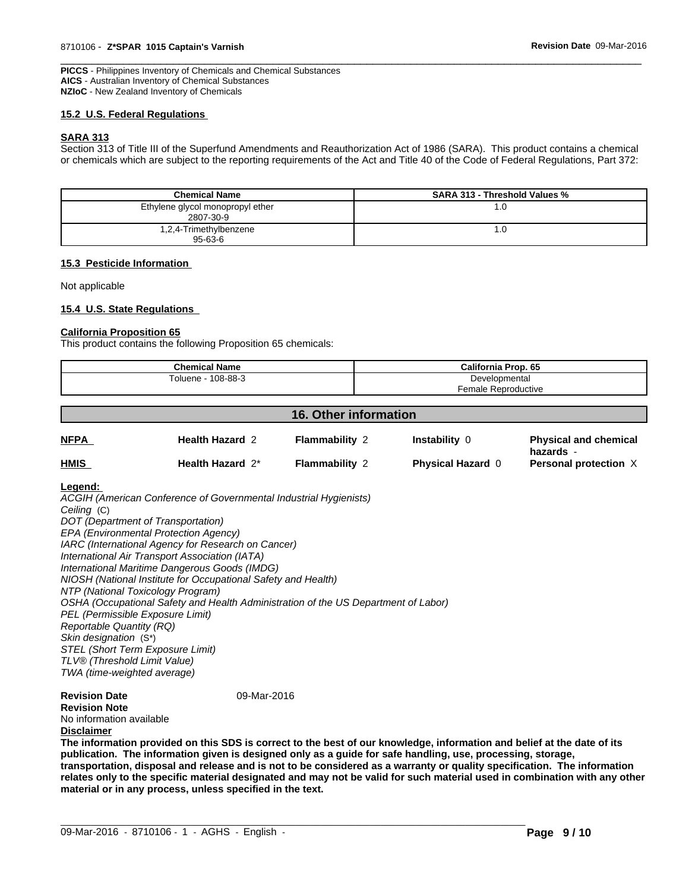**PICCS** - Philippines Inventory of Chemicals and Chemical Substances
**AICS** - Australian Inventory of Chemical Substances
**NZIoC** - New Zealand Inventory of Chemicals

### 15.2 U.S. Federal Regulations

**SARA 313**

Section 313 of Title III of the Superfund Amendments and Reauthorization Act of 1986 (SARA). This product contains a chemical or chemicals which are subject to the reporting requirements of the Act and Title 40 of the Code of Federal Regulations, Part 372:

| Chemical Name | SARA 313 - Threshold Values % |
|---|---|
| Ethylene glycol monopropyl ether 2807-30-9 | 1.0 |
| 1,2,4-Trimethylbenzene 95-63-6 | 1.0 |

### 15.3 Pesticide Information

Not applicable

### 15.4 U.S. State Regulations

**California Proposition 65**

This product contains the following Proposition 65 chemicals:

| Chemical Name | California Prop. 65 |
|---|---|
| Toluene - 108-88-3 | Developmental Female Reproductive |

## 16. Other information

| | | | | |
|---|---|---|---|---|
| **NFPA** | **Health Hazard** 2 | **Flammability** 2 | **Instability** 0 | **Physical and chemical hazards** - |
| **HMIS** | **Health Hazard** 2* | **Flammability** 2 | **Physical Hazard** 0 | **Personal protection** X |

**Legend:**

*ACGIH (American Conference of Governmental Industrial Hygienists)*
*Ceiling* (C)
*DOT (Department of Transportation)*
*EPA (Environmental Protection Agency)*
*IARC (International Agency for Research on Cancer)*
*International Air Transport Association (IATA)*
*International Maritime Dangerous Goods (IMDG)*
*NIOSH (National Institute for Occupational Safety and Health)*
*NTP (National Toxicology Program)*
*OSHA (Occupational Safety and Health Administration of the US Department of Labor)*
*PEL (Permissible Exposure Limit)*
*Reportable Quantity (RQ)*
*Skin designation* (S*)
*STEL (Short Term Exposure Limit)*
*TLV® (Threshold Limit Value)*
*TWA (time-weighted average)*

**Revision Date** 09-Mar-2016

**Revision Note**

No information available

**Disclaimer**

**The information provided on this SDS is correct to the best of our knowledge, information and belief at the date of its publication. The information given is designed only as a guide for safe handling, use, processing, storage, transportation, disposal and release and is not to be considered as a warranty or quality specification. The information relates only to the specific material designated and may not be valid for such material used in combination with any other material or in any process, unless specified in the text.**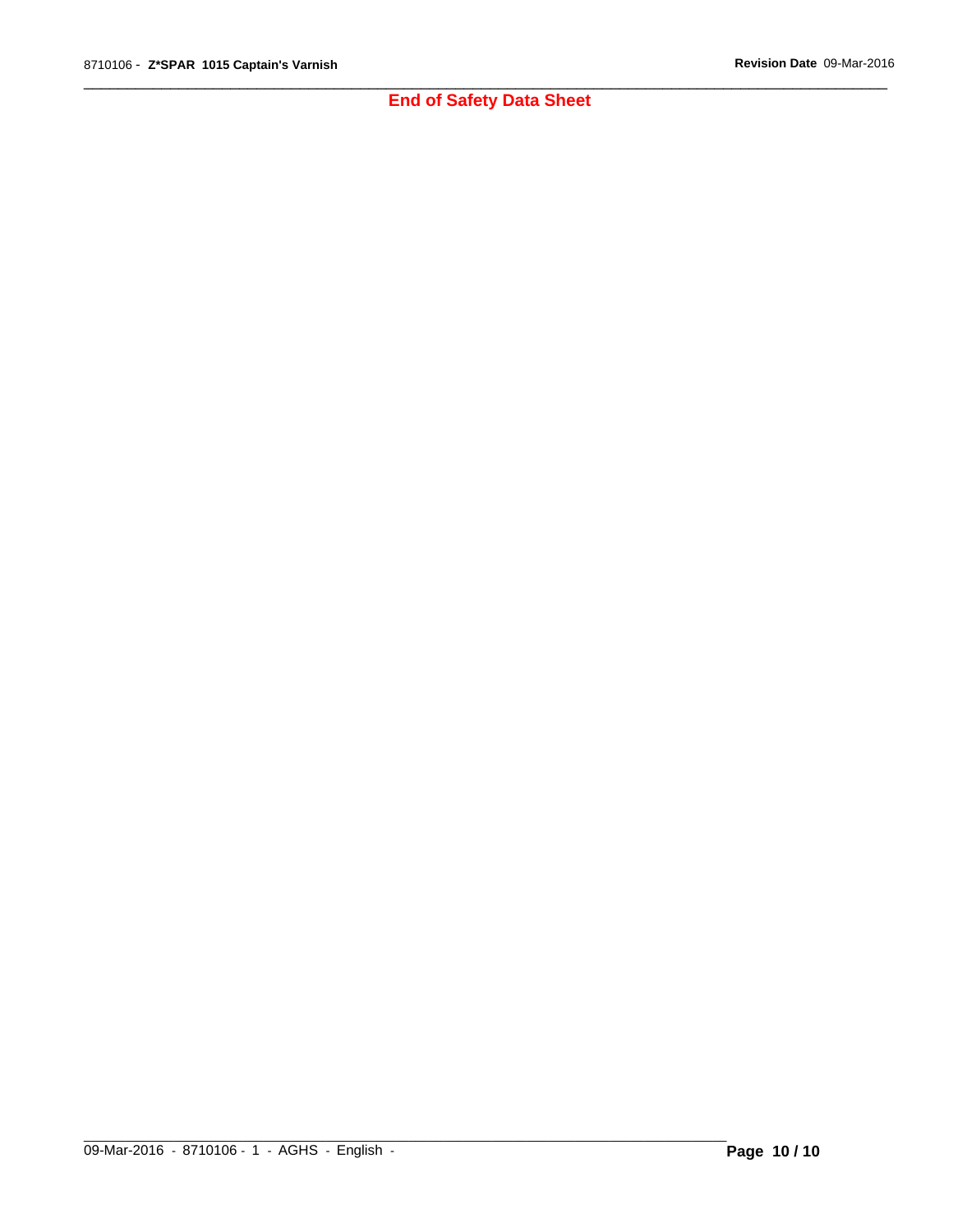**End of Safety Data Sheet**